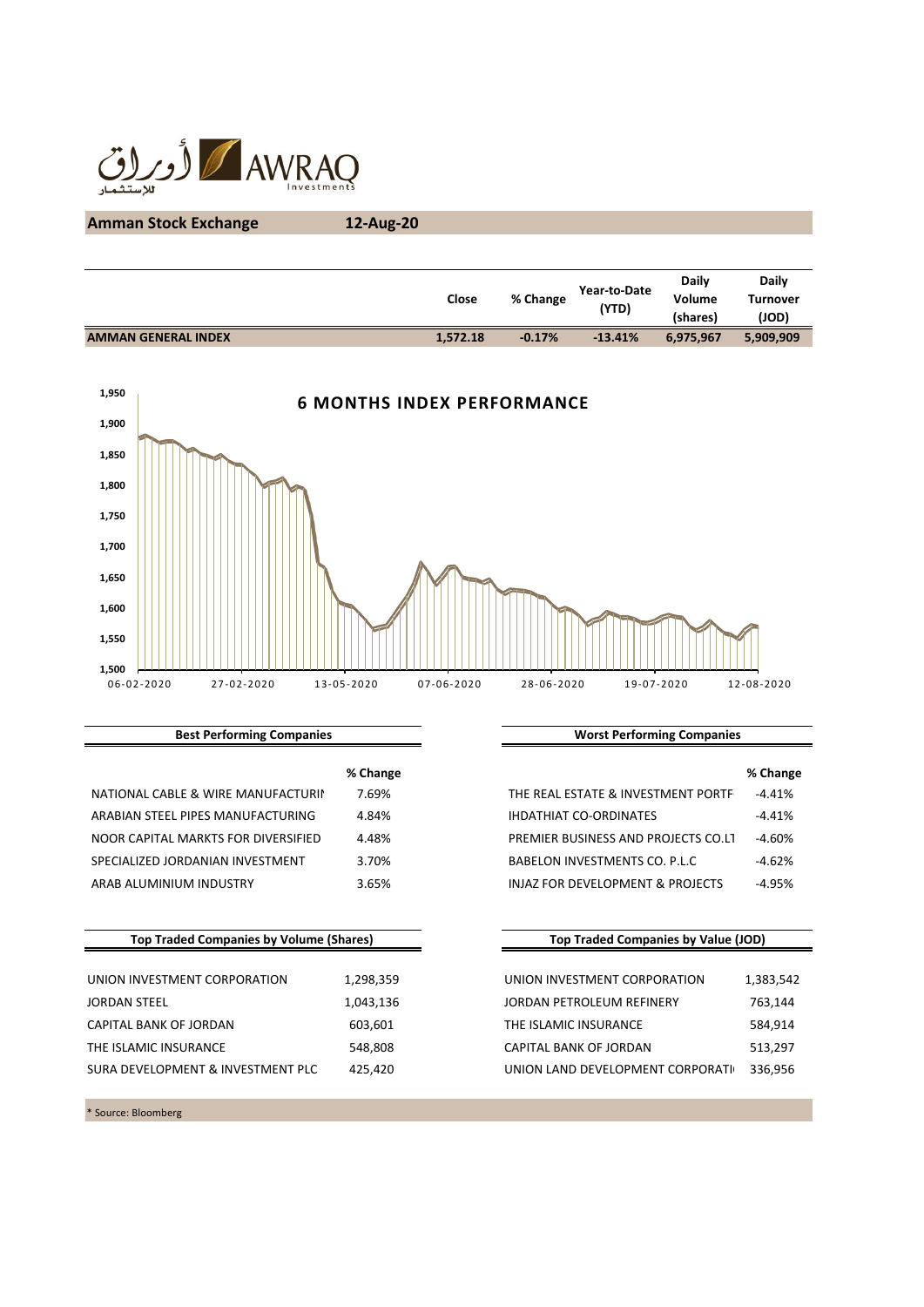**Amman Stock Exchange** **12-Aug-20**

| | Close | % Change | Year-to-Date (YTD) | Daily Volume (shares) | Daily Turnover (JOD) |
|---|---|---|---|---|---|
| **AMMAN GENERAL INDEX** | **1,572.18** | **-0.17%** | **-13.41%** | **6,975,967** | **5,909,909** |

**6 MONTHS INDEX PERFORMANCE**

**Best Performing Companies**

| | % Change |
|---|---|
| NATIONAL CABLE & WIRE MANUFACTURII | 7.69% |
| ARABIAN STEEL PIPES MANUFACTURING | 4.84% |
| NOOR CAPITAL MARKTS FOR DIVERSIFIED | 4.48% |
| SPECIALIZED JORDANIAN INVESTMENT | 3.70% |
| ARAB ALUMINIUM INDUSTRY | 3.65% |

**Worst Performing Companies**

| | % Change |
|---|---|
| THE REAL ESTATE & INVESTMENT PORTF | -4.41% |
| IHDATHIAT CO-ORDINATES | -4.41% |
| PREMIER BUSINESS AND PROJECTS CO.LT | -4.60% |
| BABELON INVESTMENTS CO. P.L.C | -4.62% |
| INJAZ FOR DEVELOPMENT & PROJECTS | -4.95% |

**Top Traded Companies by Volume (Shares)**

| | |
|---|---|
| UNION INVESTMENT CORPORATION | 1,298,359 |
| JORDAN STEEL | 1,043,136 |
| CAPITAL BANK OF JORDAN | 603,601 |
| THE ISLAMIC INSURANCE | 548,808 |
| SURA DEVELOPMENT & INVESTMENT PLC | 425,420 |

**Top Traded Companies by Value (JOD)**

| | |
|---|---|
| UNION INVESTMENT CORPORATION | 1,383,542 |
| JORDAN PETROLEUM REFINERY | 763,144 |
| THE ISLAMIC INSURANCE | 584,914 |
| CAPITAL BANK OF JORDAN | 513,297 |
| UNION LAND DEVELOPMENT CORPORATI | 336,956 |

* Source: Bloomberg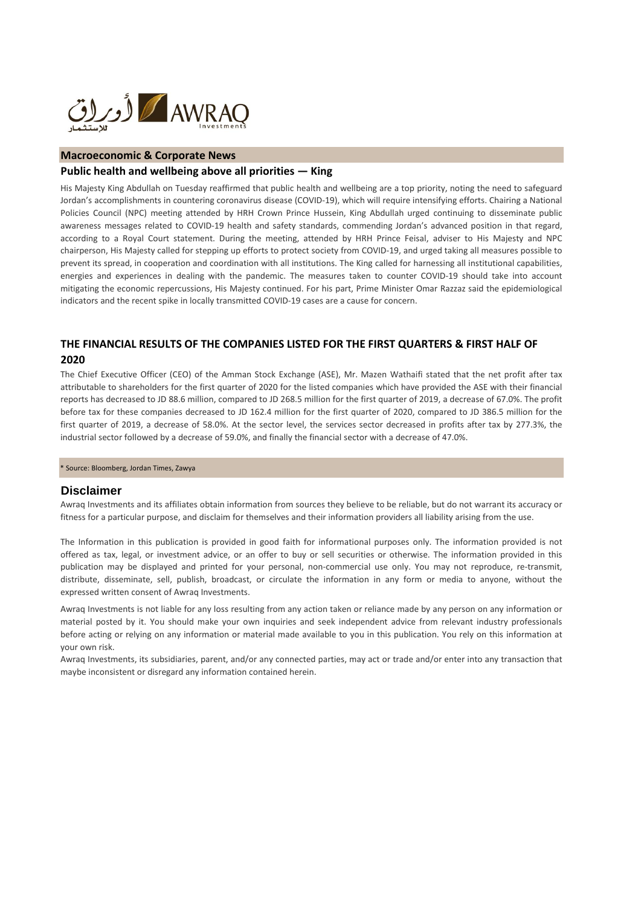## Macroeconomic & Corporate News

### Public health and wellbeing above all priorities — King

His Majesty King Abdullah on Tuesday reaffirmed that public health and wellbeing are a top priority, noting the need to safeguard Jordan's accomplishments in countering coronavirus disease (COVID-19), which will require intensifying efforts. Chairing a National Policies Council (NPC) meeting attended by HRH Crown Prince Hussein, King Abdullah urged continuing to disseminate public awareness messages related to COVID-19 health and safety standards, commending Jordan's advanced position in that regard, according to a Royal Court statement. During the meeting, attended by HRH Prince Feisal, adviser to His Majesty and NPC chairperson, His Majesty called for stepping up efforts to protect society from COVID-19, and urged taking all measures possible to prevent its spread, in cooperation and coordination with all institutions. The King called for harnessing all institutional capabilities, energies and experiences in dealing with the pandemic. The measures taken to counter COVID-19 should take into account mitigating the economic repercussions, His Majesty continued. For his part, Prime Minister Omar Razzaz said the epidemiological indicators and the recent spike in locally transmitted COVID-19 cases are a cause for concern.

### THE FINANCIAL RESULTS OF THE COMPANIES LISTED FOR THE FIRST QUARTERS & FIRST HALF OF 2020

The Chief Executive Officer (CEO) of the Amman Stock Exchange (ASE), Mr. Mazen Wathaifi stated that the net profit after tax attributable to shareholders for the first quarter of 2020 for the listed companies which have provided the ASE with their financial reports has decreased to JD 88.6 million, compared to JD 268.5 million for the first quarter of 2019, a decrease of 67.0%. The profit before tax for these companies decreased to JD 162.4 million for the first quarter of 2020, compared to JD 386.5 million for the first quarter of 2019, a decrease of 58.0%. At the sector level, the services sector decreased in profits after tax by 277.3%, the industrial sector followed by a decrease of 59.0%, and finally the financial sector with a decrease of 47.0%.

* Source: Bloomberg, Jordan Times, Zawya

## Disclaimer

Awraq Investments and its affiliates obtain information from sources they believe to be reliable, but do not warrant its accuracy or fitness for a particular purpose, and disclaim for themselves and their information providers all liability arising from the use.

The Information in this publication is provided in good faith for informational purposes only. The information provided is not offered as tax, legal, or investment advice, or an offer to buy or sell securities or otherwise. The information provided in this publication may be displayed and printed for your personal, non-commercial use only. You may not reproduce, re-transmit, distribute, disseminate, sell, publish, broadcast, or circulate the information in any form or media to anyone, without the expressed written consent of Awraq Investments.

Awraq Investments is not liable for any loss resulting from any action taken or reliance made by any person on any information or material posted by it. You should make your own inquiries and seek independent advice from relevant industry professionals before acting or relying on any information or material made available to you in this publication. You rely on this information at your own risk.

Awraq Investments, its subsidiaries, parent, and/or any connected parties, may act or trade and/or enter into any transaction that maybe inconsistent or disregard any information contained herein.